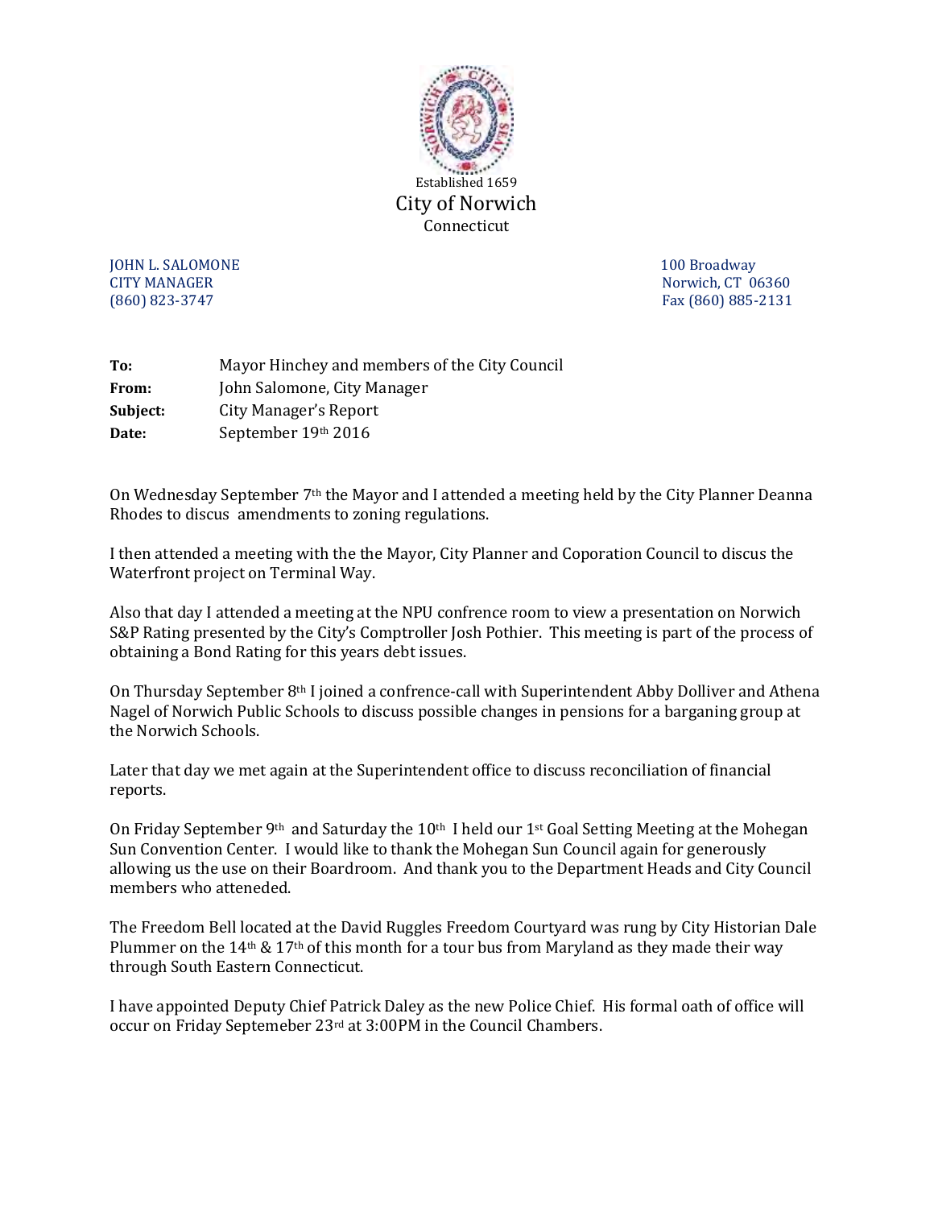Established 1659

# City of Norwich

Connecticut

JOHN L. SALOMONE
CITY MANAGER
(860) 823-3747

100 Broadway
Norwich, CT 06360
Fax (860) 885-2131

**To:** Mayor Hinchey and members of the City Council
**From:** John Salomone, City Manager
**Subject:** City Manager's Report
**Date:** September 19th 2016

On Wednesday September 7th the Mayor and I attended a meeting held by the City Planner Deanna Rhodes to discus amendments to zoning regulations.

I then attended a meeting with the the Mayor, City Planner and Coporation Council to discus the Waterfront project on Terminal Way.

Also that day I attended a meeting at the NPU confrence room to view a presentation on Norwich S&P Rating presented by the City's Comptroller Josh Pothier. This meeting is part of the process of obtaining a Bond Rating for this years debt issues.

On Thursday September 8th I joined a confrence-call with Superintendent Abby Dolliver and Athena Nagel of Norwich Public Schools to discuss possible changes in pensions for a barganing group at the Norwich Schools.

Later that day we met again at the Superintendent office to discuss reconciliation of financial reports.

On Friday September 9th and Saturday the 10th I held our 1st Goal Setting Meeting at the Mohegan Sun Convention Center. I would like to thank the Mohegan Sun Council again for generously allowing us the use on their Boardroom. And thank you to the Department Heads and City Council members who atteneded.

The Freedom Bell located at the David Ruggles Freedom Courtyard was rung by City Historian Dale Plummer on the 14th & 17th of this month for a tour bus from Maryland as they made their way through South Eastern Connecticut.

I have appointed Deputy Chief Patrick Daley as the new Police Chief. His formal oath of office will occur on Friday Septemeber 23rd at 3:00PM in the Council Chambers.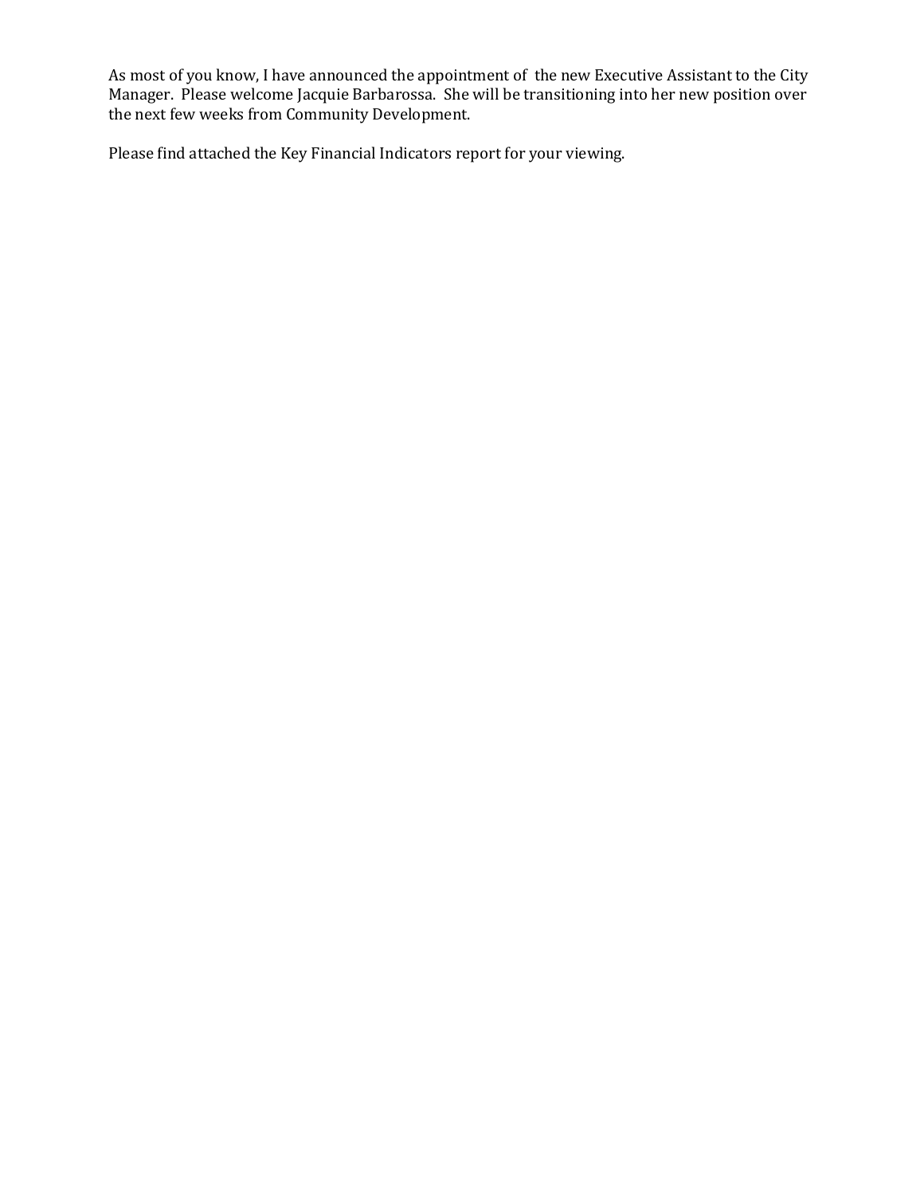As most of you know, I have announced the appointment of the new Executive Assistant to the City Manager. Please welcome Jacquie Barbarossa. She will be transitioning into her new position over the next few weeks from Community Development.

Please find attached the Key Financial Indicators report for your viewing.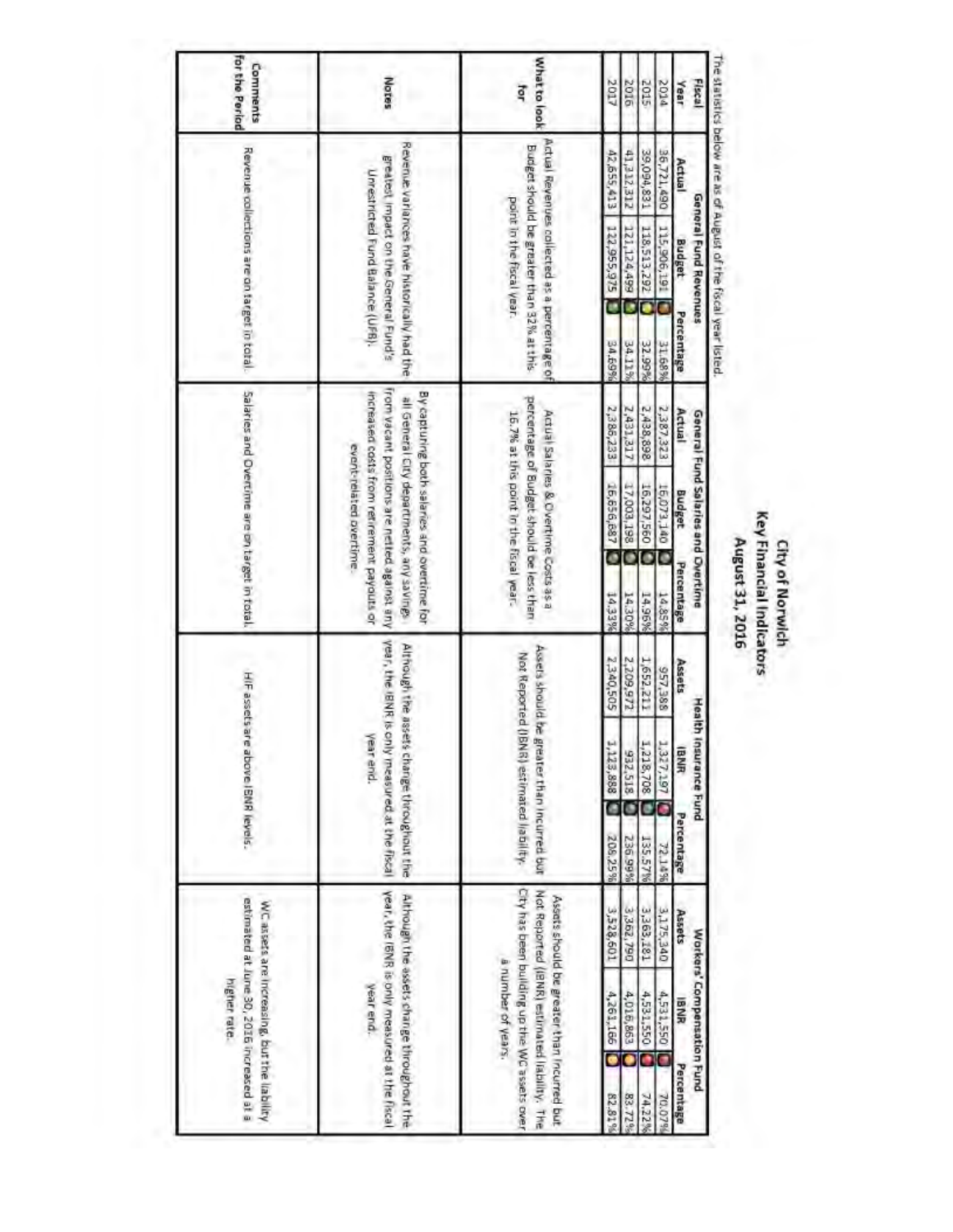# City of Norwich
## Key Financial Indicators
## August 31, 2016

The statistics below are as of August of the fiscal year listed.

| Fiscal Year | General Fund Revenues | | | General Fund Salaries and Overtime | | | Health Insurance Fund | | | Workers' Compensation Fund | | |
|---|---|---|---|---|---|---|---|---|---|---|---|---|
| | Actual | Budget | Percentage | Actual | Budget | Percentage | Assets | IBNR | Percentage | Assets | IBNR | Percentage |
| 2014 | 36,721,490 | 115,906,191 | 31.68% | 2,387,323 | 16,073,140 | 14.85% | 957,388 | 1,327,197 | 72.14% | 3,175,340 | 4,531,550 | 70.07% |
| 2015 | 39,094,831 | 118,513,292 | 32.99% | 2,438,898 | 16,297,560 | 14.96% | 1,652,211 | 1,218,708 | 135.57% | 3,363,181 | 4,531,550 | 74.22% |
| 2016 | 41,312,312 | 121,124,499 | 34.11% | 2,431,317 | 17,003,198 | 14.30% | 2,209,972 | 932,518 | 236.99% | 3,362,790 | 4,016,863 | 83.72% |
| 2017 | 42,655,413 | 122,955,975 | 34.69% | 2,386,233 | 16,656,687 | 14.33% | 2,340,505 | 1,123,888 | 208.25% | 3,528,601 | 4,261,166 | 82.81% |
| What to look for | Actual Revenues collected as a percentage of Budget should be greater than 32% at this point in the fiscal year. | | | Actual Salaries & Overtime Costs as a percentage of Budget should be less than 16.7% at this point in the fiscal year. | | | Assets should be greater than incurred but Not Reported (IBNR) estimated liability. | | | Assets should be greater than incurred but Not Reported (IBNR) estimated liability. The City has been building up the WC assets over a number of years. | | |
| Notes | Revenue variances have historically had the greatest impact on the General Fund's Unrestricted Fund Balance (UFB). | | | By capturing both salaries and overtime for all General City departments, any savings from vacant positions are netted against any increased costs from retirement payouts or event-related overtime. | | | Although the assets change throughout the year, the IBNR is only measured at the fiscal year end. | | | Although the assets change throughout the year, the IBNR is only measured at the fiscal year end. | | |
| Comments for the Period | Revenue collections are on target in total. | | | Salaries and Overtime are on target in total. | | | HIF assets are above IBNR levels. | | | WC assets are increasing, but the liability estimated at June 30, 2016 increased at a higher rate. | | |